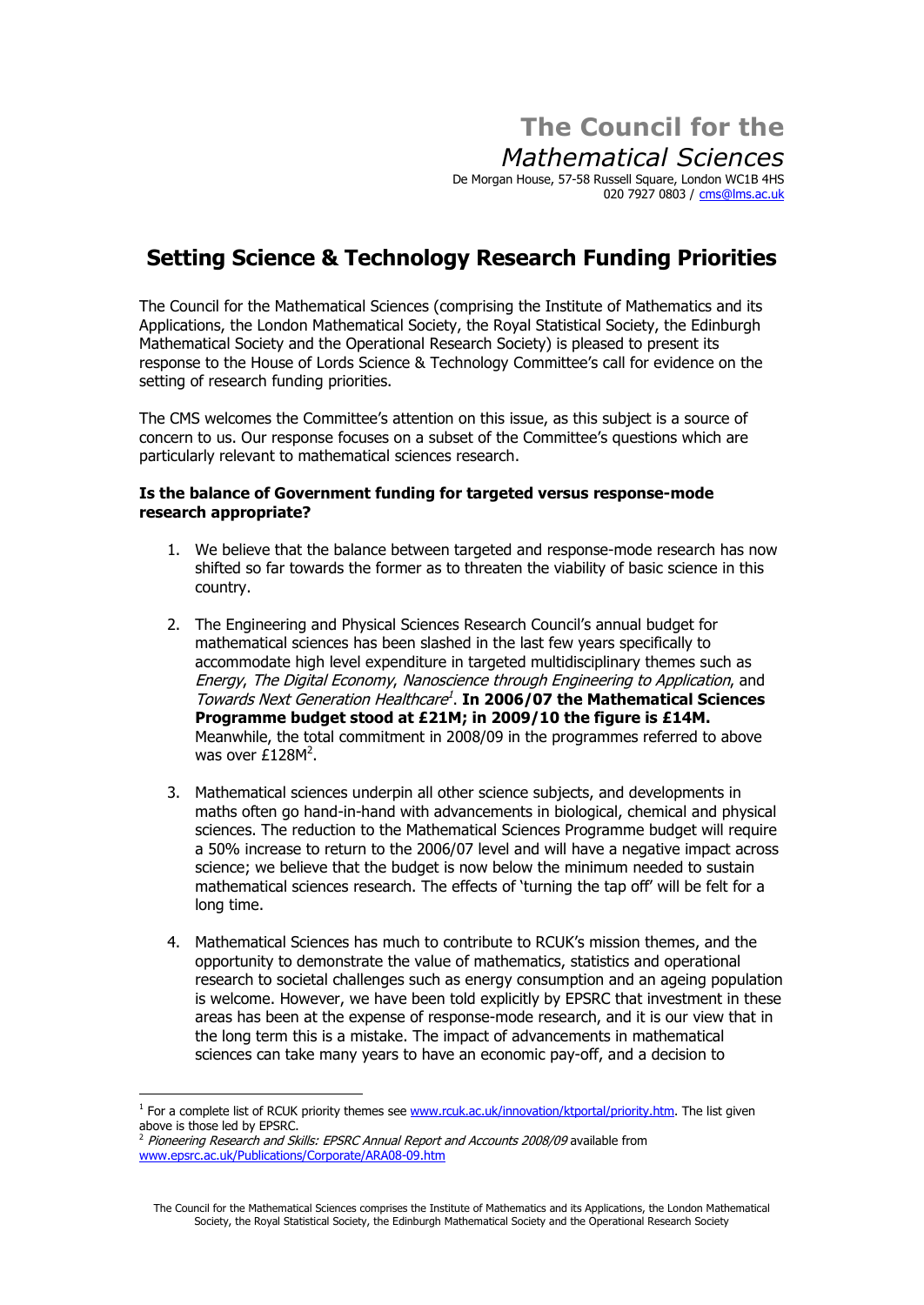# The Council for the *Mathematical Sciences*

De Morgan House, 57-58 Russell Square, London WC1B 4HS
020 7927 0803 / cms@lms.ac.uk

## Setting Science & Technology Research Funding Priorities

The Council for the Mathematical Sciences (comprising the Institute of Mathematics and its Applications, the London Mathematical Society, the Royal Statistical Society, the Edinburgh Mathematical Society and the Operational Research Society) is pleased to present its response to the House of Lords Science & Technology Committee's call for evidence on the setting of research funding priorities.

The CMS welcomes the Committee's attention on this issue, as this subject is a source of concern to us. Our response focuses on a subset of the Committee's questions which are particularly relevant to mathematical sciences research.

**Is the balance of Government funding for targeted versus response-mode research appropriate?**

1. We believe that the balance between targeted and response-mode research has now shifted so far towards the former as to threaten the viability of basic science in this country.

2. The Engineering and Physical Sciences Research Council's annual budget for mathematical sciences has been slashed in the last few years specifically to accommodate high level expenditure in targeted multidisciplinary themes such as *Energy*, *The Digital Economy*, *Nanoscience through Engineering to Application*, and *Towards Next Generation Healthcare*[1]. **In 2006/07 the Mathematical Sciences Programme budget stood at £21M; in 2009/10 the figure is £14M.** Meanwhile, the total commitment in 2008/09 in the programmes referred to above was over £128M[2].

3. Mathematical sciences underpin all other science subjects, and developments in maths often go hand-in-hand with advancements in biological, chemical and physical sciences. The reduction to the Mathematical Sciences Programme budget will require a 50% increase to return to the 2006/07 level and will have a negative impact across science; we believe that the budget is now below the minimum needed to sustain mathematical sciences research. The effects of 'turning the tap off' will be felt for a long time.

4. Mathematical Sciences has much to contribute to RCUK's mission themes, and the opportunity to demonstrate the value of mathematics, statistics and operational research to societal challenges such as energy consumption and an ageing population is welcome. However, we have been told explicitly by EPSRC that investment in these areas has been at the expense of response-mode research, and it is our view that in the long term this is a mistake. The impact of advancements in mathematical sciences can take many years to have an economic pay-off, and a decision to

---

[1] For a complete list of RCUK priority themes see www.rcuk.ac.uk/innovation/ktportal/priority.htm. The list given above is those led by EPSRC.

[2] *Pioneering Research and Skills: EPSRC Annual Report and Accounts 2008/09* available from www.epsrc.ac.uk/Publications/Corporate/ARA08-09.htm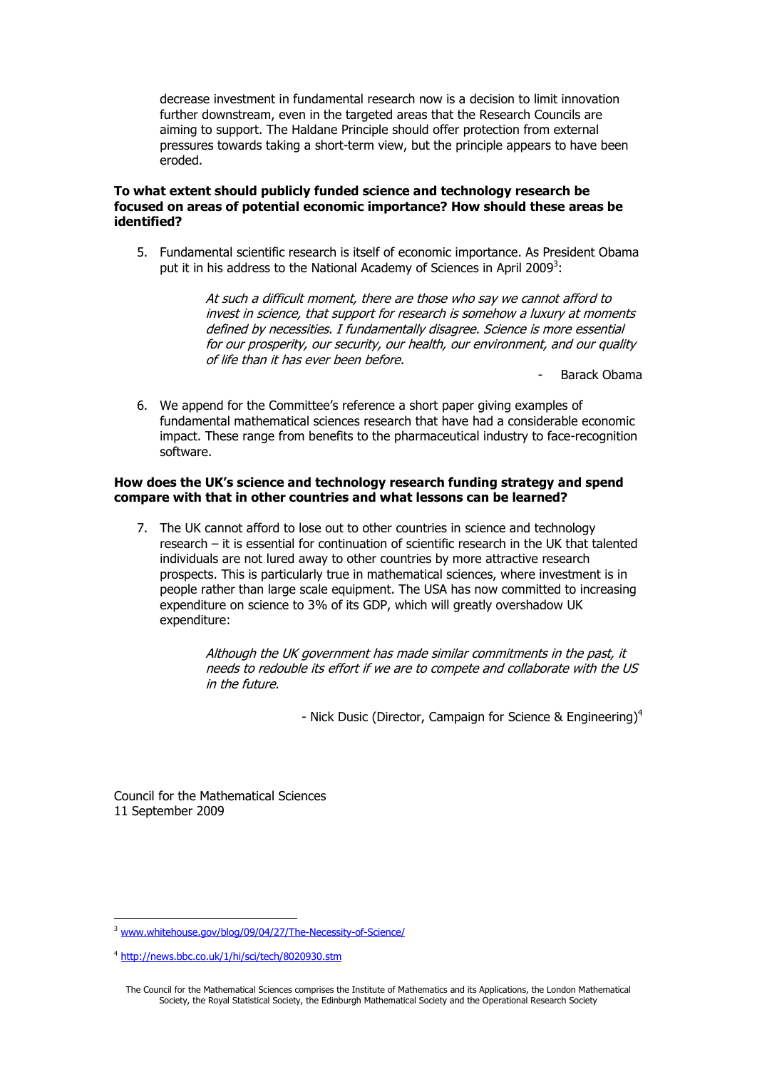decrease investment in fundamental research now is a decision to limit innovation further downstream, even in the targeted areas that the Research Councils are aiming to support. The Haldane Principle should offer protection from external pressures towards taking a short-term view, but the principle appears to have been eroded.

**To what extent should publicly funded science and technology research be focused on areas of potential economic importance? How should these areas be identified?**

5. Fundamental scientific research is itself of economic importance. As President Obama put it in his address to the National Academy of Sciences in April 2009[3]:

> *At such a difficult moment, there are those who say we cannot afford to invest in science, that support for research is somehow a luxury at moments defined by necessities. I fundamentally disagree. Science is more essential for our prosperity, our security, our health, our environment, and our quality of life than it has ever been before.*
>
> \- Barack Obama

6. We append for the Committee's reference a short paper giving examples of fundamental mathematical sciences research that have had a considerable economic impact. These range from benefits to the pharmaceutical industry to face-recognition software.

**How does the UK's science and technology research funding strategy and spend compare with that in other countries and what lessons can be learned?**

7. The UK cannot afford to lose out to other countries in science and technology research – it is essential for continuation of scientific research in the UK that talented individuals are not lured away to other countries by more attractive research prospects. This is particularly true in mathematical sciences, where investment is in people rather than large scale equipment. The USA has now committed to increasing expenditure on science to 3% of its GDP, which will greatly overshadow UK expenditure:

> *Although the UK government has made similar commitments in the past, it needs to redouble its effort if we are to compete and collaborate with the US in the future.*
>
> \- Nick Dusic (Director, Campaign for Science & Engineering)[4]

Council for the Mathematical Sciences
11 September 2009

---

[3] www.whitehouse.gov/blog/09/04/27/The-Necessity-of-Science/

[4] http://news.bbc.co.uk/1/hi/sci/tech/8020930.stm

The Council for the Mathematical Sciences comprises the Institute of Mathematics and its Applications, the London Mathematical Society, the Royal Statistical Society, the Edinburgh Mathematical Society and the Operational Research Society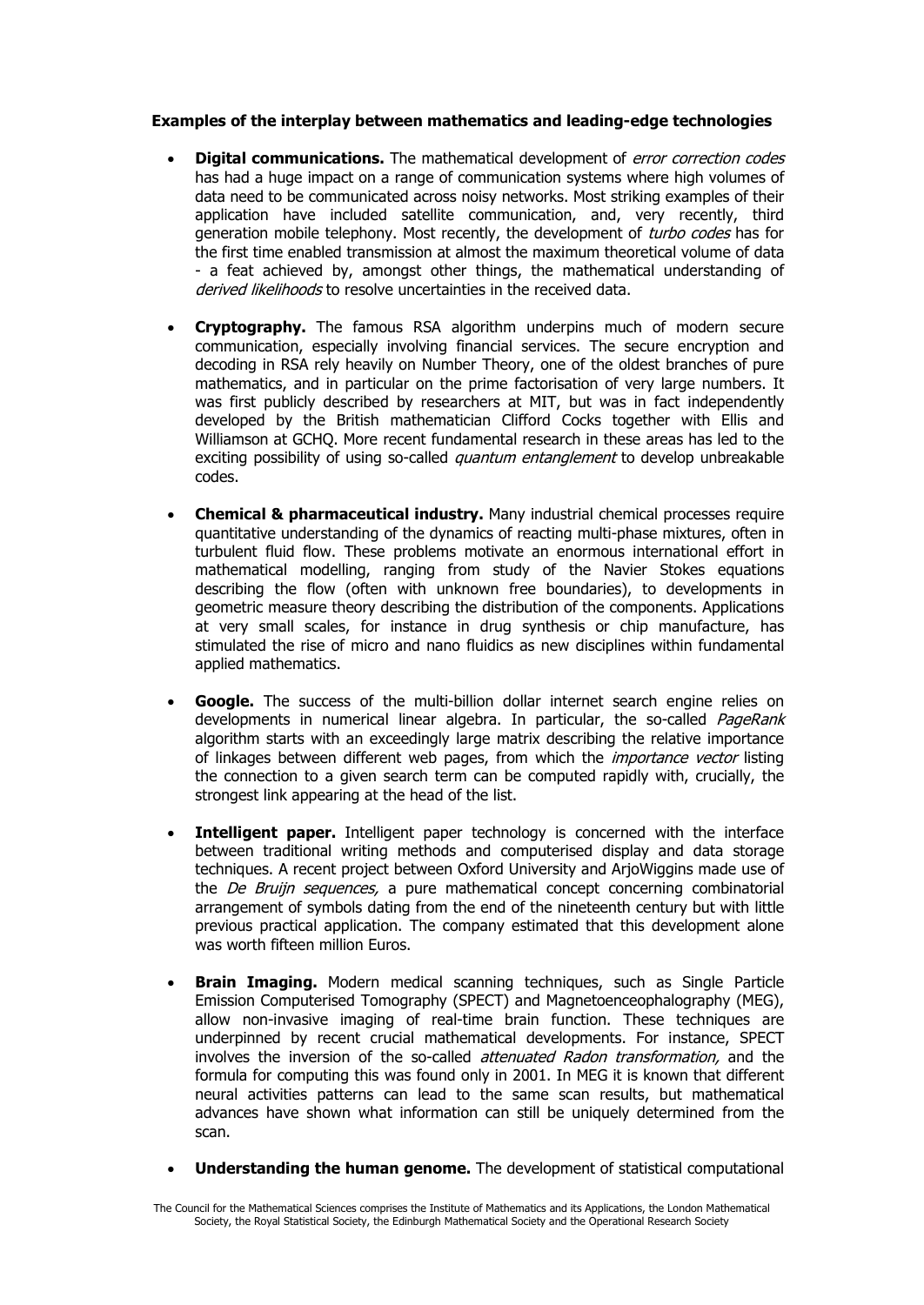**Examples of the interplay between mathematics and leading-edge technologies**

- **Digital communications.** The mathematical development of *error correction codes* has had a huge impact on a range of communication systems where high volumes of data need to be communicated across noisy networks. Most striking examples of their application have included satellite communication, and, very recently, third generation mobile telephony. Most recently, the development of *turbo codes* has for the first time enabled transmission at almost the maximum theoretical volume of data - a feat achieved by, amongst other things, the mathematical understanding of *derived likelihoods* to resolve uncertainties in the received data.

- **Cryptography.** The famous RSA algorithm underpins much of modern secure communication, especially involving financial services. The secure encryption and decoding in RSA rely heavily on Number Theory, one of the oldest branches of pure mathematics, and in particular on the prime factorisation of very large numbers. It was first publicly described by researchers at MIT, but was in fact independently developed by the British mathematician Clifford Cocks together with Ellis and Williamson at GCHQ. More recent fundamental research in these areas has led to the exciting possibility of using so-called *quantum entanglement* to develop unbreakable codes.

- **Chemical & pharmaceutical industry.** Many industrial chemical processes require quantitative understanding of the dynamics of reacting multi-phase mixtures, often in turbulent fluid flow. These problems motivate an enormous international effort in mathematical modelling, ranging from study of the Navier Stokes equations describing the flow (often with unknown free boundaries), to developments in geometric measure theory describing the distribution of the components. Applications at very small scales, for instance in drug synthesis or chip manufacture, has stimulated the rise of micro and nano fluidics as new disciplines within fundamental applied mathematics.

- **Google.** The success of the multi-billion dollar internet search engine relies on developments in numerical linear algebra. In particular, the so-called *PageRank* algorithm starts with an exceedingly large matrix describing the relative importance of linkages between different web pages, from which the *importance vector* listing the connection to a given search term can be computed rapidly with, crucially, the strongest link appearing at the head of the list.

- **Intelligent paper.** Intelligent paper technology is concerned with the interface between traditional writing methods and computerised display and data storage techniques. A recent project between Oxford University and ArjoWiggins made use of the *De Bruijn sequences,* a pure mathematical concept concerning combinatorial arrangement of symbols dating from the end of the nineteenth century but with little previous practical application. The company estimated that this development alone was worth fifteen million Euros.

- **Brain Imaging.** Modern medical scanning techniques, such as Single Particle Emission Computerised Tomography (SPECT) and Magnetoenceophalography (MEG), allow non-invasive imaging of real-time brain function. These techniques are underpinned by recent crucial mathematical developments. For instance, SPECT involves the inversion of the so-called *attenuated Radon transformation,* and the formula for computing this was found only in 2001. In MEG it is known that different neural activities patterns can lead to the same scan results, but mathematical advances have shown what information can still be uniquely determined from the scan.

- **Understanding the human genome.** The development of statistical computational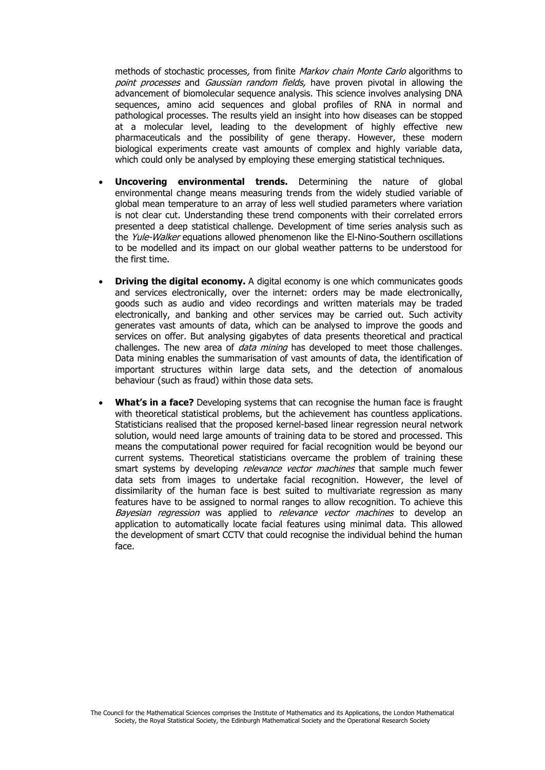methods of stochastic processes, from finite *Markov chain Monte Carlo* algorithms to *point processes* and *Gaussian random fields,* have proven pivotal in allowing the advancement of biomolecular sequence analysis. This science involves analysing DNA sequences, amino acid sequences and global profiles of RNA in normal and pathological processes. The results yield an insight into how diseases can be stopped at a molecular level, leading to the development of highly effective new pharmaceuticals and the possibility of gene therapy. However, these modern biological experiments create vast amounts of complex and highly variable data, which could only be analysed by employing these emerging statistical techniques.

- **Uncovering environmental trends.** Determining the nature of global environmental change means measuring trends from the widely studied variable of global mean temperature to an array of less well studied parameters where variation is not clear cut. Understanding these trend components with their correlated errors presented a deep statistical challenge. Development of time series analysis such as the *Yule-Walker* equations allowed phenomenon like the El-Nino-Southern oscillations to be modelled and its impact on our global weather patterns to be understood for the first time.

- **Driving the digital economy.** A digital economy is one which communicates goods and services electronically, over the internet: orders may be made electronically, goods such as audio and video recordings and written materials may be traded electronically, and banking and other services may be carried out. Such activity generates vast amounts of data, which can be analysed to improve the goods and services on offer. But analysing gigabytes of data presents theoretical and practical challenges. The new area of *data mining* has developed to meet those challenges. Data mining enables the summarisation of vast amounts of data, the identification of important structures within large data sets, and the detection of anomalous behaviour (such as fraud) within those data sets.

- **What's in a face?** Developing systems that can recognise the human face is fraught with theoretical statistical problems, but the achievement has countless applications. Statisticians realised that the proposed kernel-based linear regression neural network solution, would need large amounts of training data to be stored and processed. This means the computational power required for facial recognition would be beyond our current systems. Theoretical statisticians overcame the problem of training these smart systems by developing *relevance vector machines* that sample much fewer data sets from images to undertake facial recognition. However, the level of dissimilarity of the human face is best suited to multivariate regression as many features have to be assigned to normal ranges to allow recognition. To achieve this *Bayesian regression* was applied to *relevance vector machines* to develop an application to automatically locate facial features using minimal data. This allowed the development of smart CCTV that could recognise the individual behind the human face.